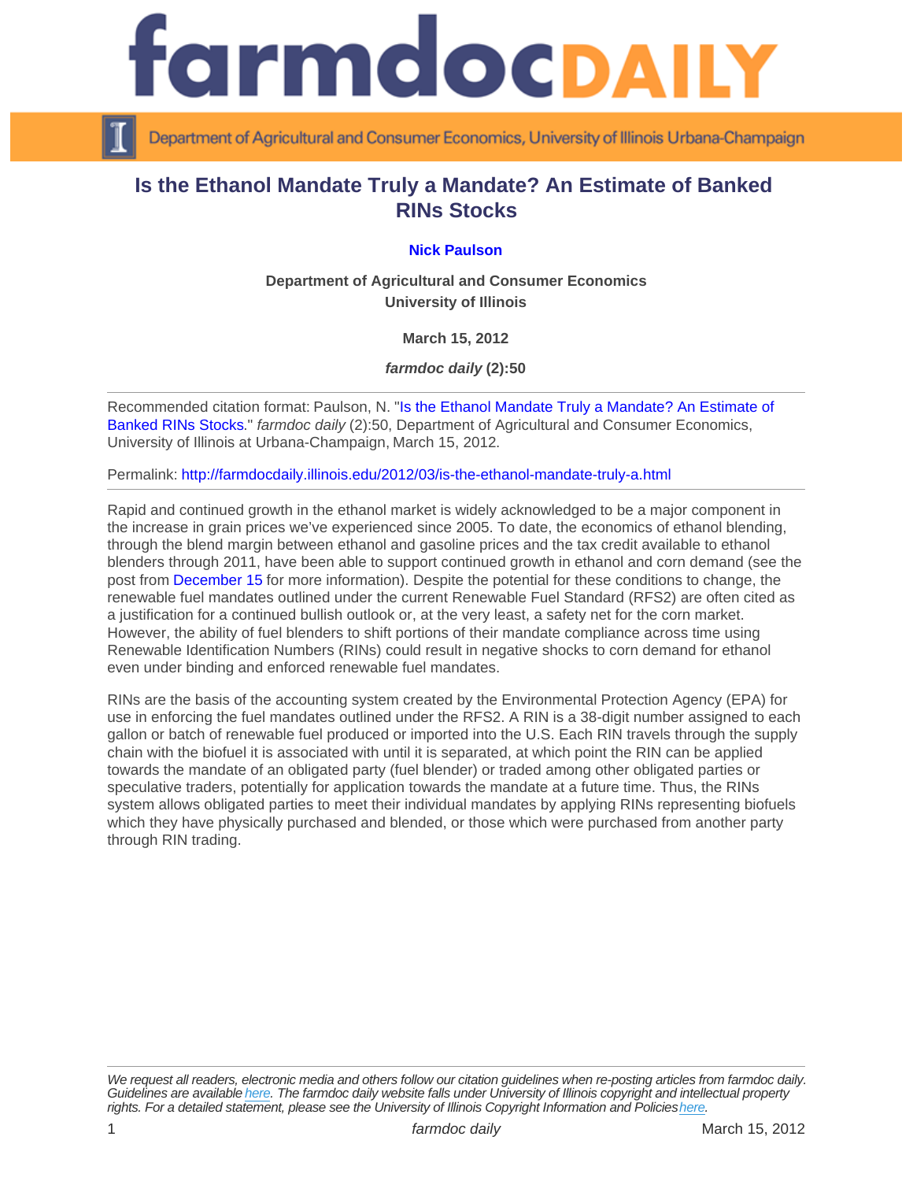# Is the Ethanol Mandate Truly a Mandate? An Estimate of Banked RINs Stocks

**Nick Paulson**

**Department of Agricultural and Consumer Economics**
**University of Illinois**

**March 15, 2012**

***farmdoc daily* (2):50**

---

Recommended citation format: Paulson, N. "Is the Ethanol Mandate Truly a Mandate? An Estimate of Banked RINs Stocks." *farmdoc daily* (2):50, Department of Agricultural and Consumer Economics, University of Illinois at Urbana-Champaign, March 15, 2012.

Permalink: http://farmdocdaily.illinois.edu/2012/03/is-the-ethanol-mandate-truly-a.html

---

Rapid and continued growth in the ethanol market is widely acknowledged to be a major component in the increase in grain prices we've experienced since 2005. To date, the economics of ethanol blending, through the blend margin between ethanol and gasoline prices and the tax credit available to ethanol blenders through 2011, have been able to support continued growth in ethanol and corn demand (see the post from December 15 for more information). Despite the potential for these conditions to change, the renewable fuel mandates outlined under the current Renewable Fuel Standard (RFS2) are often cited as a justification for a continued bullish outlook or, at the very least, a safety net for the corn market. However, the ability of fuel blenders to shift portions of their mandate compliance across time using Renewable Identification Numbers (RINs) could result in negative shocks to corn demand for ethanol even under binding and enforced renewable fuel mandates.

RINs are the basis of the accounting system created by the Environmental Protection Agency (EPA) for use in enforcing the fuel mandates outlined under the RFS2. A RIN is a 38-digit number assigned to each gallon or batch of renewable fuel produced or imported into the U.S. Each RIN travels through the supply chain with the biofuel it is associated with until it is separated, at which point the RIN can be applied towards the mandate of an obligated party (fuel blender) or traded among other obligated parties or speculative traders, potentially for application towards the mandate at a future time. Thus, the RINs system allows obligated parties to meet their individual mandates by applying RINs representing biofuels which they have physically purchased and blended, or those which were purchased from another party through RIN trading.

---

*We request all readers, electronic media and others follow our citation guidelines when re-posting articles from farmdoc daily. Guidelines are available here. The farmdoc daily website falls under University of Illinois copyright and intellectual property rights. For a detailed statement, please see the University of Illinois Copyright Information and Policies here.*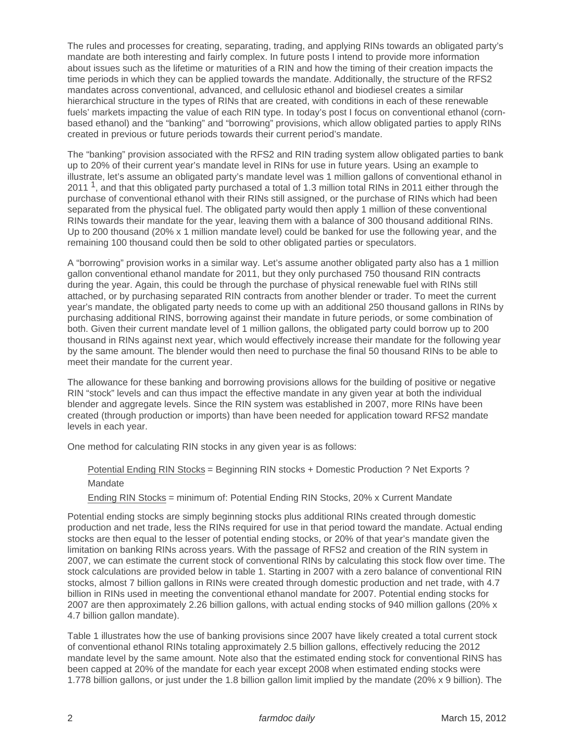The rules and processes for creating, separating, trading, and applying RINs towards an obligated party's mandate are both interesting and fairly complex. In future posts I intend to provide more information about issues such as the lifetime or maturities of a RIN and how the timing of their creation impacts the time periods in which they can be applied towards the mandate. Additionally, the structure of the RFS2 mandates across conventional, advanced, and cellulosic ethanol and biodiesel creates a similar hierarchical structure in the types of RINs that are created, with conditions in each of these renewable fuels' markets impacting the value of each RIN type. In today's post I focus on conventional ethanol (corn-based ethanol) and the "banking" and "borrowing" provisions, which allow obligated parties to apply RINs created in previous or future periods towards their current period's mandate.

The "banking" provision associated with the RFS2 and RIN trading system allow obligated parties to bank up to 20% of their current year's mandate level in RINs for use in future years. Using an example to illustrate, let's assume an obligated party's mandate level was 1 million gallons of conventional ethanol in 2011 [1], and that this obligated party purchased a total of 1.3 million total RINs in 2011 either through the purchase of conventional ethanol with their RINs still assigned, or the purchase of RINs which had been separated from the physical fuel. The obligated party would then apply 1 million of these conventional RINs towards their mandate for the year, leaving them with a balance of 300 thousand additional RINs. Up to 200 thousand (20% x 1 million mandate level) could be banked for use the following year, and the remaining 100 thousand could then be sold to other obligated parties or speculators.

A "borrowing" provision works in a similar way. Let's assume another obligated party also has a 1 million gallon conventional ethanol mandate for 2011, but they only purchased 750 thousand RIN contracts during the year. Again, this could be through the purchase of physical renewable fuel with RINs still attached, or by purchasing separated RIN contracts from another blender or trader. To meet the current year's mandate, the obligated party needs to come up with an additional 250 thousand gallons in RINs by purchasing additional RINS, borrowing against their mandate in future periods, or some combination of both. Given their current mandate level of 1 million gallons, the obligated party could borrow up to 200 thousand in RINs against next year, which would effectively increase their mandate for the following year by the same amount. The blender would then need to purchase the final 50 thousand RINs to be able to meet their mandate for the current year.

The allowance for these banking and borrowing provisions allows for the building of positive or negative RIN "stock" levels and can thus impact the effective mandate in any given year at both the individual blender and aggregate levels. Since the RIN system was established in 2007, more RINs have been created (through production or imports) than have been needed for application toward RFS2 mandate levels in each year.

One method for calculating RIN stocks in any given year is as follows:

> Potential Ending RIN Stocks = Beginning RIN stocks + Domestic Production ? Net Exports ? Mandate
>
> Ending RIN Stocks = minimum of: Potential Ending RIN Stocks, 20% x Current Mandate

Potential ending stocks are simply beginning stocks plus additional RINs created through domestic production and net trade, less the RINs required for use in that period toward the mandate. Actual ending stocks are then equal to the lesser of potential ending stocks, or 20% of that year's mandate given the limitation on banking RINs across years. With the passage of RFS2 and creation of the RIN system in 2007, we can estimate the current stock of conventional RINs by calculating this stock flow over time. The stock calculations are provided below in table 1. Starting in 2007 with a zero balance of conventional RIN stocks, almost 7 billion gallons in RINs were created through domestic production and net trade, with 4.7 billion in RINs used in meeting the conventional ethanol mandate for 2007. Potential ending stocks for 2007 are then approximately 2.26 billion gallons, with actual ending stocks of 940 million gallons (20% x 4.7 billion gallon mandate).

Table 1 illustrates how the use of banking provisions since 2007 have likely created a total current stock of conventional ethanol RINs totaling approximately 2.5 billion gallons, effectively reducing the 2012 mandate level by the same amount. Note also that the estimated ending stock for conventional RINS has been capped at 20% of the mandate for each year except 2008 when estimated ending stocks were 1.778 billion gallons, or just under the 1.8 billion gallon limit implied by the mandate (20% x 9 billion). The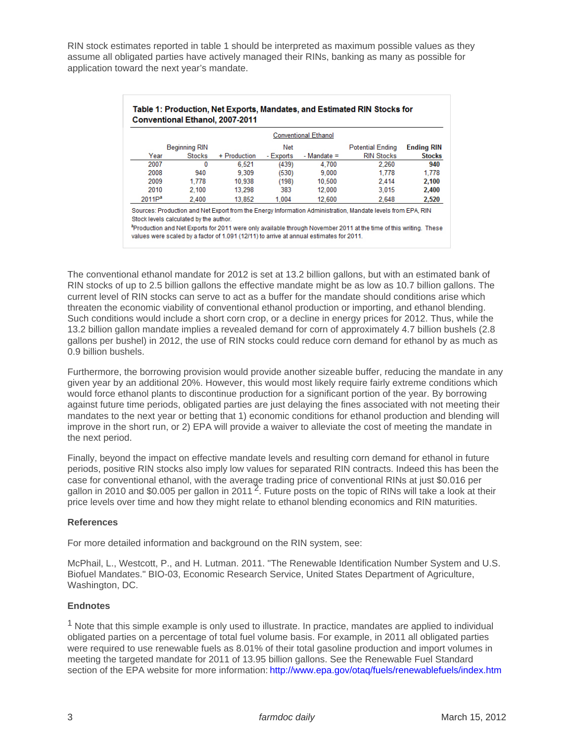RIN stock estimates reported in table 1 should be interpreted as maximum possible values as they assume all obligated parties have actively managed their RINs, banking as many as possible for application toward the next year's mandate.

**Table 1: Production, Net Exports, Mandates, and Estimated RIN Stocks for Conventional Ethanol, 2007-2011**

| | Conventional Ethanol | | | | | |
|---|---|---|---|---|---|---|
| Year | Beginning RIN Stocks | + Production | Net - Exports | - Mandate = | Potential Ending RIN Stocks | **Ending RIN Stocks** |
| 2007 | 0 | 6,521 | (439) | 4,700 | 2,260 | **940** |
| 2008 | 940 | 9,309 | (530) | 9,000 | 1,778 | 1,778 |
| 2009 | 1,778 | 10,938 | (198) | 10,500 | 2,414 | **2,100** |
| 2010 | 2,100 | 13,298 | 383 | 12,000 | 3,015 | **2,400** |
| 2011P[a] | 2,400 | 13,852 | 1,004 | 12,600 | 2,648 | **2,520** |

Sources: Production and Net Export from the Energy Information Administration, Mandate levels from EPA, RIN Stock levels calculated by the author.

[a]Production and Net Exports for 2011 were only available through November 2011 at the time of this writing. These values were scaled by a factor of 1.091 (12/11) to arrive at annual estimates for 2011.

The conventional ethanol mandate for 2012 is set at 13.2 billion gallons, but with an estimated bank of RIN stocks of up to 2.5 billion gallons the effective mandate might be as low as 10.7 billion gallons. The current level of RIN stocks can serve to act as a buffer for the mandate should conditions arise which threaten the economic viability of conventional ethanol production or importing, and ethanol blending. Such conditions would include a short corn crop, or a decline in energy prices for 2012. Thus, while the 13.2 billion gallon mandate implies a revealed demand for corn of approximately 4.7 billion bushels (2.8 gallons per bushel) in 2012, the use of RIN stocks could reduce corn demand for ethanol by as much as 0.9 billion bushels.

Furthermore, the borrowing provision would provide another sizeable buffer, reducing the mandate in any given year by an additional 20%. However, this would most likely require fairly extreme conditions which would force ethanol plants to discontinue production for a significant portion of the year. By borrowing against future time periods, obligated parties are just delaying the fines associated with not meeting their mandates to the next year or betting that 1) economic conditions for ethanol production and blending will improve in the short run, or 2) EPA will provide a waiver to alleviate the cost of meeting the mandate in the next period.

Finally, beyond the impact on effective mandate levels and resulting corn demand for ethanol in future periods, positive RIN stocks also imply low values for separated RIN contracts. Indeed this has been the case for conventional ethanol, with the average trading price of conventional RINs at just $0.016 per gallon in 2010 and $0.005 per gallon in 2011 [2]. Future posts on the topic of RINs will take a look at their price levels over time and how they might relate to ethanol blending economics and RIN maturities.

### References

For more detailed information and background on the RIN system, see:

McPhail, L., Westcott, P., and H. Lutman. 2011. "The Renewable Identification Number System and U.S. Biofuel Mandates." BIO-03, Economic Research Service, United States Department of Agriculture, Washington, DC.

### Endnotes

[1] Note that this simple example is only used to illustrate. In practice, mandates are applied to individual obligated parties on a percentage of total fuel volume basis. For example, in 2011 all obligated parties were required to use renewable fuels as 8.01% of their total gasoline production and import volumes in meeting the targeted mandate for 2011 of 13.95 billion gallons. See the Renewable Fuel Standard section of the EPA website for more information: http://www.epa.gov/otaq/fuels/renewablefuels/index.htm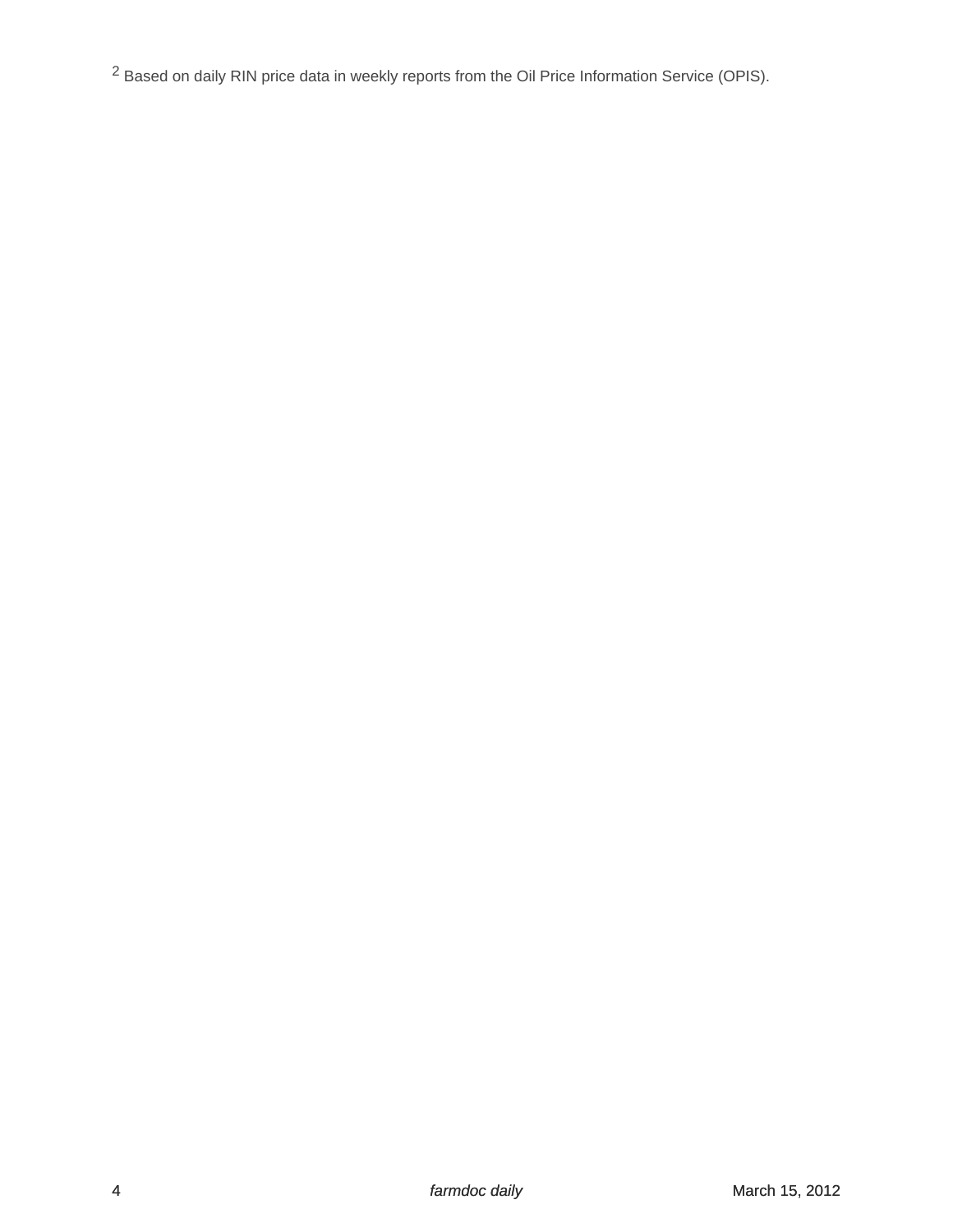[2] Based on daily RIN price data in weekly reports from the Oil Price Information Service (OPIS).